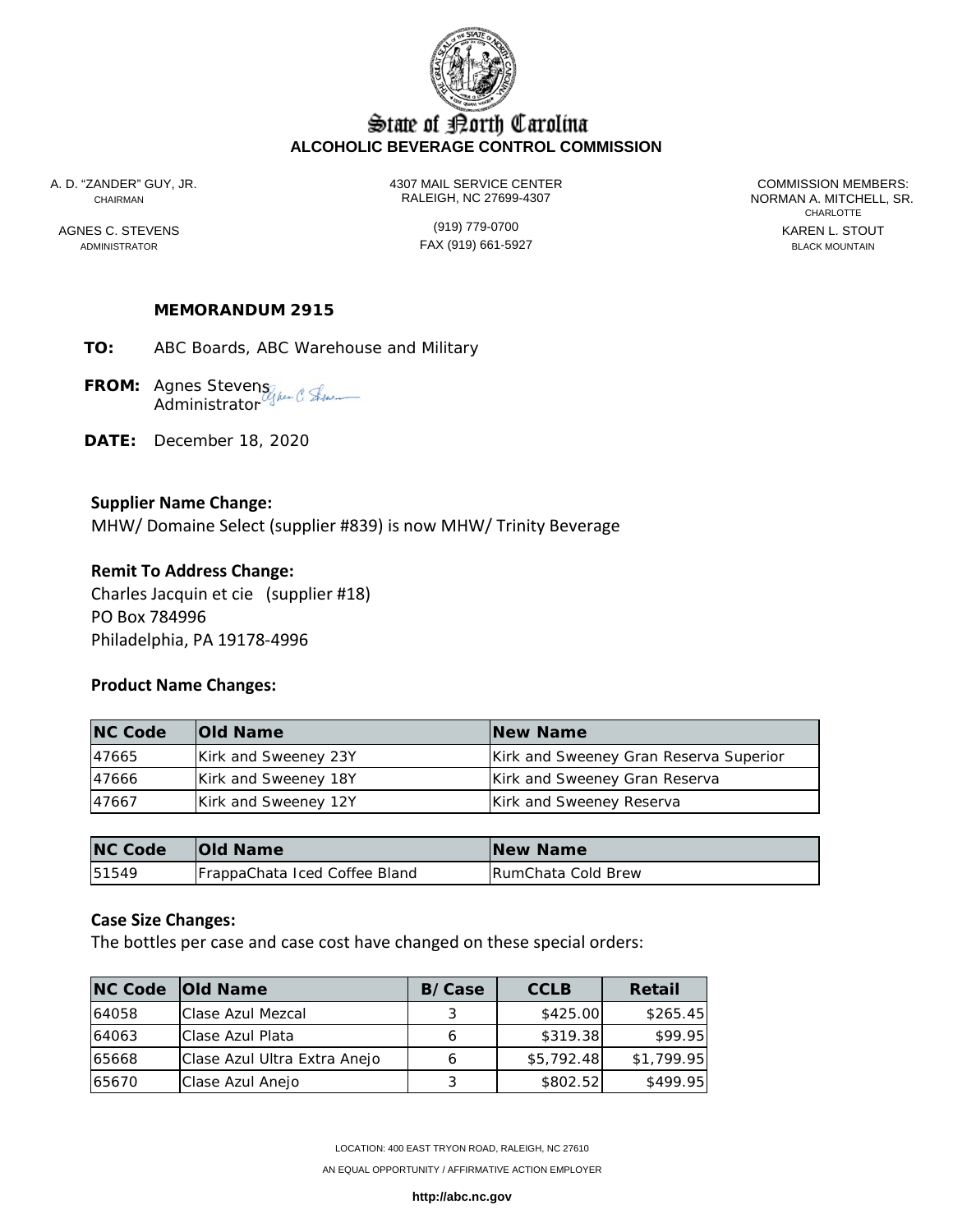# State of North Carolina
## ALCOHOLIC BEVERAGE CONTROL COMMISSION

A. D. "ZANDER" GUY, JR.
CHAIRMAN

AGNES C. STEVENS
ADMINISTRATOR

4307 MAIL SERVICE CENTER
RALEIGH, NC 27699-4307

(919) 779-0700
FAX (919) 661-5927

COMMISSION MEMBERS:
NORMAN A. MITCHELL, SR.
CHARLOTTE
KAREN L. STOUT
BLACK MOUNTAIN

**MEMORANDUM 2915**

**TO:** ABC Boards, ABC Warehouse and Military

**FROM:** Agnes Stevens
Administrator

**DATE:** December 18, 2020

**Supplier Name Change:**
MHW/ Domaine Select (supplier #839) is now MHW/ Trinity Beverage

**Remit To Address Change:**
Charles Jacquin et cie (supplier #18)
PO Box 784996
Philadelphia, PA 19178-4996

**Product Name Changes:**

| NC Code | Old Name | New Name |
|---|---|---|
| 47665 | Kirk and Sweeney 23Y | Kirk and Sweeney Gran Reserva Superior |
| 47666 | Kirk and Sweeney 18Y | Kirk and Sweeney Gran Reserva |
| 47667 | Kirk and Sweeney 12Y | Kirk and Sweeney Reserva |

| NC Code | Old Name | New Name |
|---|---|---|
| 51549 | FrappaChata Iced Coffee Bland | RumChata Cold Brew |

**Case Size Changes:**
The bottles per case and case cost have changed on these special orders:

| NC Code | Old Name | B/Case | CCLB | Retail |
|---|---|---|---|---|
| 64058 | Clase Azul Mezcal | 3 | $425.00 | $265.45 |
| 64063 | Clase Azul Plata | 6 | $319.38 | $99.95 |
| 65668 | Clase Azul Ultra Extra Anejo | 6 | $5,792.48 | $1,799.95 |
| 65670 | Clase Azul Anejo | 3 | $802.52 | $499.95 |

LOCATION: 400 EAST TRYON ROAD, RALEIGH, NC 27610
AN EQUAL OPPORTUNITY / AFFIRMATIVE ACTION EMPLOYER
**http://abc.nc.gov**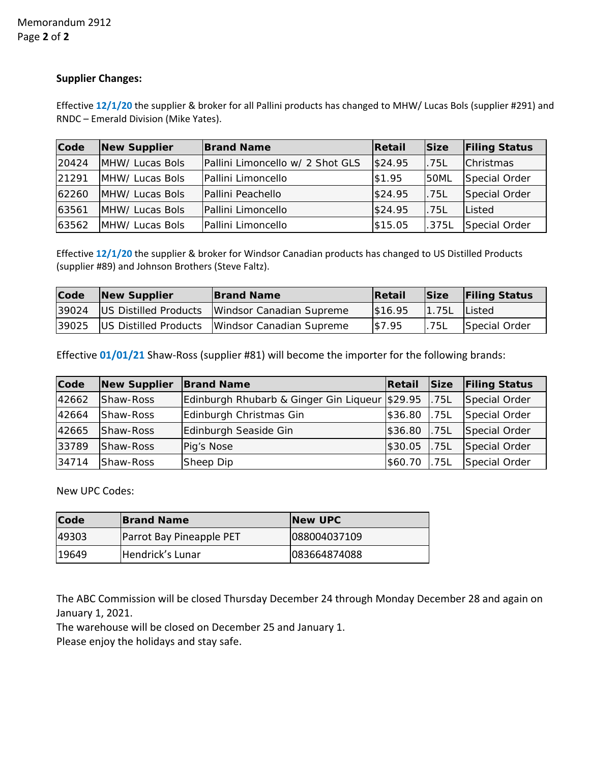**Supplier Changes:**

Effective 12/1/20 the supplier & broker for all Pallini products has changed to MHW/ Lucas Bols (supplier #291) and RNDC – Emerald Division (Mike Yates).

| Code | New Supplier | Brand Name | Retail | Size | Filing Status |
|---|---|---|---|---|---|
| 20424 | MHW/ Lucas Bols | Pallini Limoncello w/ 2 Shot GLS | $24.95 | .75L | Christmas |
| 21291 | MHW/ Lucas Bols | Pallini Limoncello | $1.95 | 50ML | Special Order |
| 62260 | MHW/ Lucas Bols | Pallini Peachello | $24.95 | .75L | Special Order |
| 63561 | MHW/ Lucas Bols | Pallini Limoncello | $24.95 | .75L | Listed |
| 63562 | MHW/ Lucas Bols | Pallini Limoncello | $15.05 | .375L | Special Order |

Effective 12/1/20 the supplier & broker for Windsor Canadian products has changed to US Distilled Products (supplier #89) and Johnson Brothers (Steve Faltz).

| Code | New Supplier | Brand Name | Retail | Size | Filing Status |
|---|---|---|---|---|---|
| 39024 | US Distilled Products | Windsor Canadian Supreme | $16.95 | 1.75L | Listed |
| 39025 | US Distilled Products | Windsor Canadian Supreme | $7.95 | .75L | Special Order |

Effective 01/01/21 Shaw-Ross (supplier #81) will become the importer for the following brands:

| Code | New Supplier | Brand Name | Retail | Size | Filing Status |
|---|---|---|---|---|---|
| 42662 | Shaw-Ross | Edinburgh Rhubarb & Ginger Gin Liqueur | $29.95 | .75L | Special Order |
| 42664 | Shaw-Ross | Edinburgh Christmas Gin | $36.80 | .75L | Special Order |
| 42665 | Shaw-Ross | Edinburgh Seaside Gin | $36.80 | .75L | Special Order |
| 33789 | Shaw-Ross | Pig's Nose | $30.05 | .75L | Special Order |
| 34714 | Shaw-Ross | Sheep Dip | $60.70 | .75L | Special Order |

New UPC Codes:

| Code | Brand Name | New UPC |
|---|---|---|
| 49303 | Parrot Bay Pineapple PET | 088004037109 |
| 19649 | Hendrick's Lunar | 083664874088 |

The ABC Commission will be closed Thursday December 24 through Monday December 28 and again on January 1, 2021.
The warehouse will be closed on December 25 and January 1.
Please enjoy the holidays and stay safe.